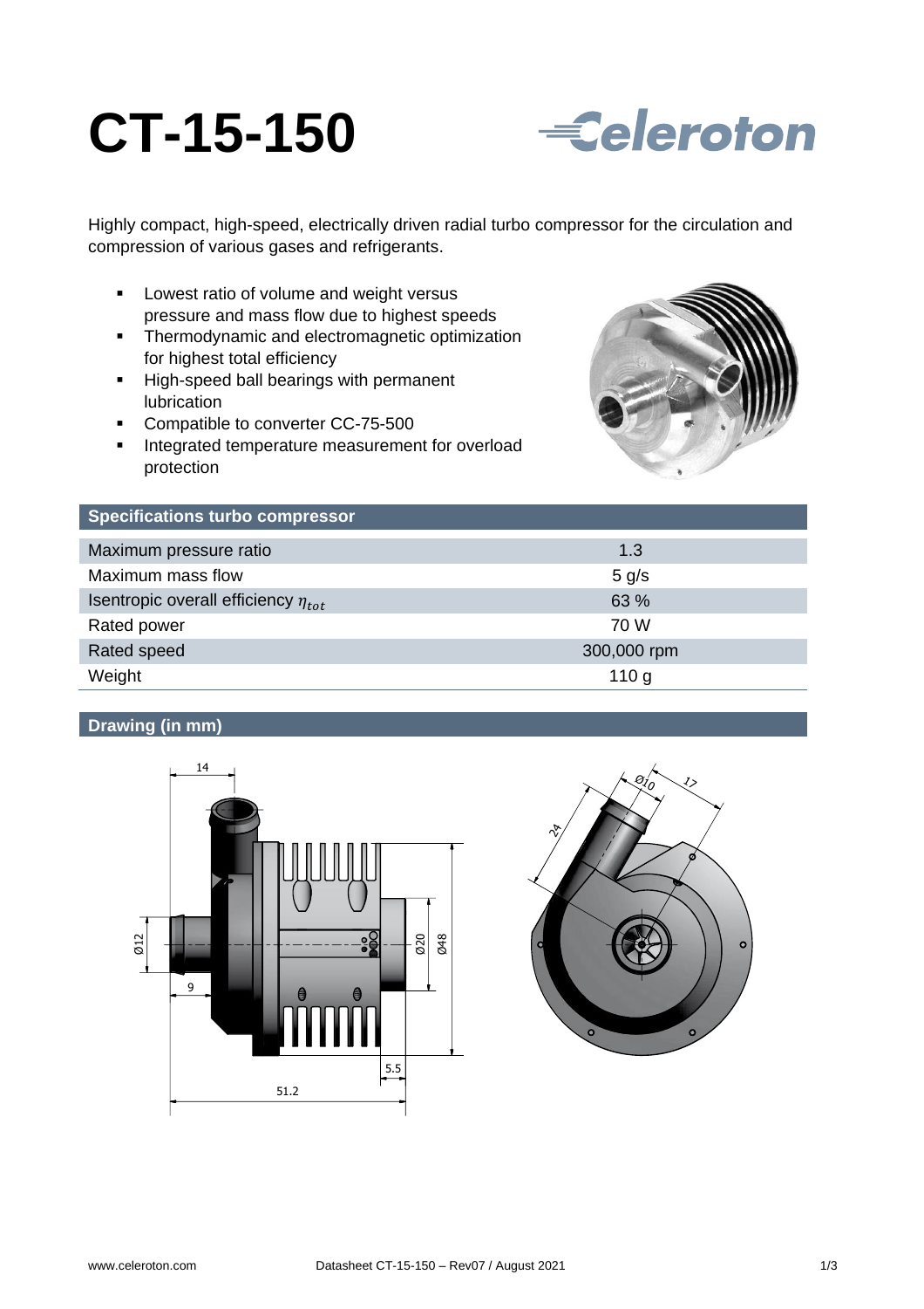# CT-15-150

Celeroton

Highly compact, high-speed, electrically driven radial turbo compressor for the circulation and compression of various gases and refrigerants.

- Lowest ratio of volume and weight versus pressure and mass flow due to highest speeds
- Thermodynamic and electromagnetic optimization for highest total efficiency
- High-speed ball bearings with permanent lubrication
- Compatible to converter CC-75-500
- Integrated temperature measurement for overload protection

## Specifications turbo compressor

| | |
|---|---|
| Maximum pressure ratio | 1.3 |
| Maximum mass flow | 5 g/s |
| Isentropic overall efficiency $\eta_{tot}$ | 63 % |
| Rated power | 70 W |
| Rated speed | 300,000 rpm |
| Weight | 110 g |

## Drawing (in mm)

14, Ø12, 9, Ø20, Ø48, 5.5, 51.2, Ø10, 17, 24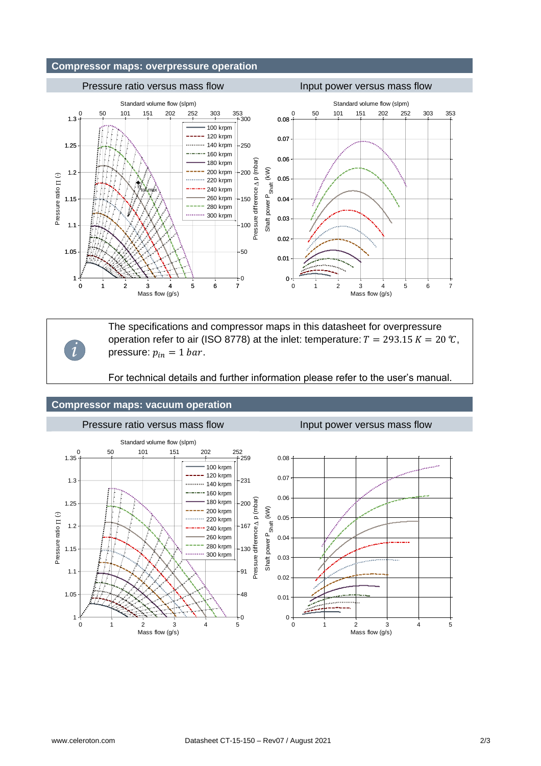## Compressor maps: overpressure operation

Pressure ratio versus mass flow

Input power versus mass flow

The specifications and compressor maps in this datasheet for overpressure operation refer to air (ISO 8778) at the inlet: temperature: $T = 293.15\ K = 20\ ℃$, pressure: $p_{in} = 1\ bar$.

For technical details and further information please refer to the user's manual.

## Compressor maps: vacuum operation

Pressure ratio versus mass flow

Input power versus mass flow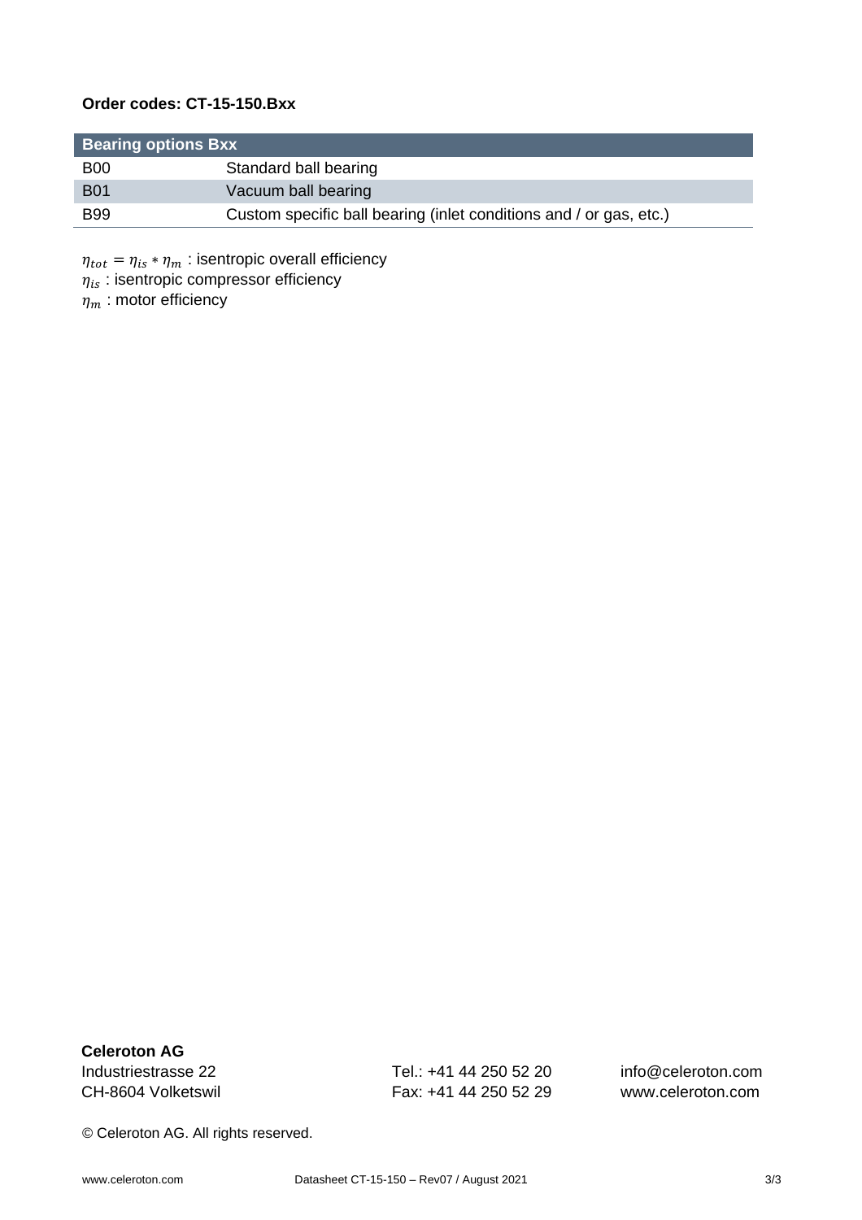**Order codes: CT-15-150.Bxx**

| Bearing options Bxx | |
|---|---|
| B00 | Standard ball bearing |
| B01 | Vacuum ball bearing |
| B99 | Custom specific ball bearing (inlet conditions and / or gas, etc.) |

$\eta_{tot} = \eta_{is} * \eta_m$ : isentropic overall efficiency
$\eta_{is}$ : isentropic compressor efficiency
$\eta_m$ : motor efficiency

**Celeroton AG**
Industriestrasse 22
CH-8604 Volketswil

Tel.: +41 44 250 52 20
Fax: +41 44 250 52 29

info@celeroton.com
www.celeroton.com

© Celeroton AG. All rights reserved.